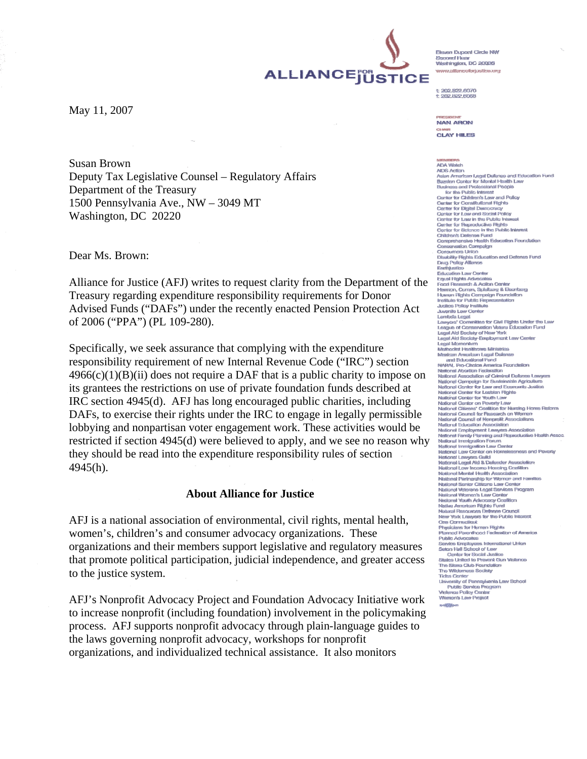ALLIANCE FOR JUSTICE

Eleven Dupont Circle NW
Second Floor
Washington, DC 20036
www.allianceforjustice.org

t: 202.822.6070
f: 202.822.6068

PRESIDENT
NAN ARON

CHAIR
CLAY HILES

MEMBERS
ADA Watch
AIDS Action
Asian American Legal Defense and Education Fund
Bazelon Center for Mental Health Law
Business and Professional People for the Public Interest
Center for Children's Law and Policy
Center for Constitutional Rights
Center for Digital Democracy
Center for Law and Social Policy
Center for Law in the Public Interest
Center for Reproductive Rights
Center for Science in the Public Interest
Children's Defense Fund
Comprehensive Health Education Foundation
Conservation Campaign
Consumers Union
Disability Rights Education and Defense Fund
Drug Policy Alliance
Earthjustice
Education Law Center
Equal Rights Advocates
Food Research & Action Center
Harmon, Curran, Spielberg & Eisenberg
Human Rights Campaign Foundation
Institute for Public Representation
Justice Policy Institute
Juvenile Law Center
Lambda Legal
Lawyers' Committee for Civil Rights Under the Law
League of Conservation Voters Education Fund
Legal Aid Society of New York
Legal Aid Society-Employment Law Center
Legal Momentum
Methodist Healthcare Ministries
Mexican American Legal Defense and Educational Fund
NARAL Pro-Choice America Foundation
National Abortion Federation
National Association of Criminal Defense Lawyers
National Campaign for Sustainable Agriculture
National Center for Law and Economic Justice
National Center for Lesbian Rights
National Center for Youth Law
National Center on Poverty Law
National Citizens' Coalition for Nursing Home Reform
National Council for Research on Women
National Council of Nonprofit Associations
National Education Association
National Employment Lawyers Association
National Family Planning and Reproductive Health Assoc.
National Immigration Forum
National Immigration Law Center
National Law Center on Homelessness and Poverty
National Lawyers Guild
National Legal Aid & Defender Association
National Low Income Housing Coalition
National Mental Health Association
National Partnership for Women and Families
National Senior Citizens Law Center
National Veterans Legal Services Program
National Women's Law Center
National Youth Advocacy Coalition
Native American Rights Fund
Natural Resources Defense Council
New York Lawyers for the Public Interest
One Connecticut
Physicians for Human Rights
Planned Parenthood Federation of America
Public Advocates
Service Employees International Union
Seton Hall School of Law Center for Social Justice
States United to Prevent Gun Violence
The Sierra Club Foundation
The Wilderness Society
Tides Center
University of Pennsylvania Law School Public Service Program
Violence Policy Center
Women's Law Project

May 11, 2007

Susan Brown
Deputy Tax Legislative Counsel – Regulatory Affairs
Department of the Treasury
1500 Pennsylvania Ave., NW – 3049 MT
Washington, DC 20220

Dear Ms. Brown:

Alliance for Justice (AFJ) writes to request clarity from the Department of the Treasury regarding expenditure responsibility requirements for Donor Advised Funds ("DAFs") under the recently enacted Pension Protection Act of 2006 ("PPA") (PL 109-280).

Specifically, we seek assurance that complying with the expenditure responsibility requirement of new Internal Revenue Code ("IRC") section 4966(c)(1)(B)(ii) does not require a DAF that is a public charity to impose on its grantees the restrictions on use of private foundation funds described at IRC section 4945(d). AFJ has long encouraged public charities, including DAFs, to exercise their rights under the IRC to engage in legally permissible lobbying and nonpartisan voter engagement work. These activities would be restricted if section 4945(d) were believed to apply, and we see no reason why they should be read into the expenditure responsibility rules of section 4945(h).

### About Alliance for Justice

AFJ is a national association of environmental, civil rights, mental health, women's, children's and consumer advocacy organizations. These organizations and their members support legislative and regulatory measures that promote political participation, judicial independence, and greater access to the justice system.

AFJ's Nonprofit Advocacy Project and Foundation Advocacy Initiative work to increase nonprofit (including foundation) involvement in the policymaking process. AFJ supports nonprofit advocacy through plain-language guides to the laws governing nonprofit advocacy, workshops for nonprofit organizations, and individualized technical assistance. It also monitors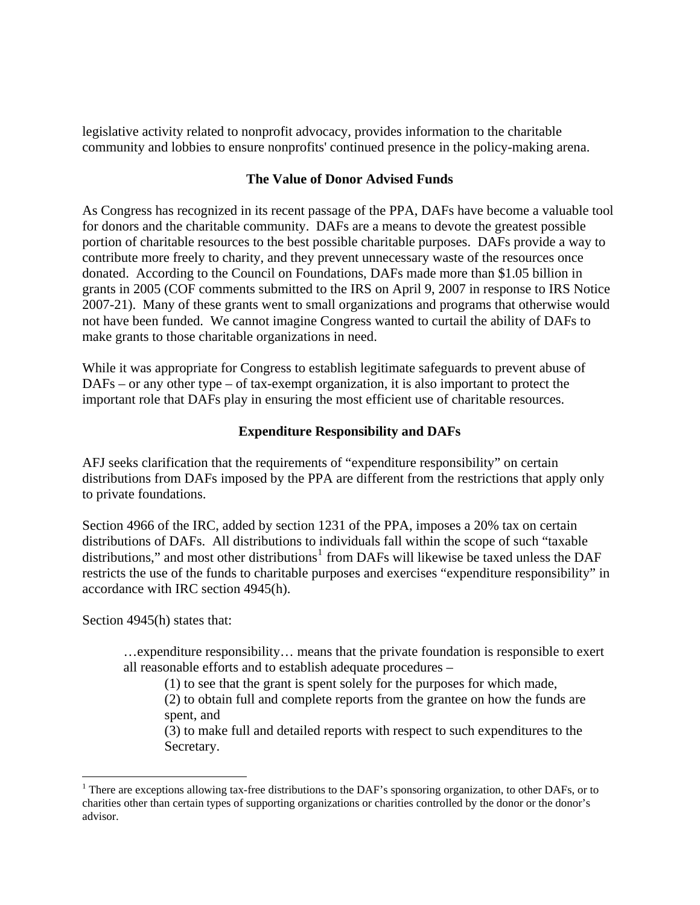legislative activity related to nonprofit advocacy, provides information to the charitable community and lobbies to ensure nonprofits' continued presence in the policy-making arena.

## The Value of Donor Advised Funds

As Congress has recognized in its recent passage of the PPA, DAFs have become a valuable tool for donors and the charitable community. DAFs are a means to devote the greatest possible portion of charitable resources to the best possible charitable purposes. DAFs provide a way to contribute more freely to charity, and they prevent unnecessary waste of the resources once donated. According to the Council on Foundations, DAFs made more than $1.05 billion in grants in 2005 (COF comments submitted to the IRS on April 9, 2007 in response to IRS Notice 2007-21). Many of these grants went to small organizations and programs that otherwise would not have been funded. We cannot imagine Congress wanted to curtail the ability of DAFs to make grants to those charitable organizations in need.

While it was appropriate for Congress to establish legitimate safeguards to prevent abuse of DAFs – or any other type – of tax-exempt organization, it is also important to protect the important role that DAFs play in ensuring the most efficient use of charitable resources.

## Expenditure Responsibility and DAFs

AFJ seeks clarification that the requirements of "expenditure responsibility" on certain distributions from DAFs imposed by the PPA are different from the restrictions that apply only to private foundations.

Section 4966 of the IRC, added by section 1231 of the PPA, imposes a 20% tax on certain distributions of DAFs. All distributions to individuals fall within the scope of such "taxable distributions," and most other distributions[1] from DAFs will likewise be taxed unless the DAF restricts the use of the funds to charitable purposes and exercises "expenditure responsibility" in accordance with IRC section 4945(h).

Section 4945(h) states that:

> …expenditure responsibility… means that the private foundation is responsible to exert all reasonable efforts and to establish adequate procedures –
>
> (1) to see that the grant is spent solely for the purposes for which made,
>
> (2) to obtain full and complete reports from the grantee on how the funds are spent, and
>
> (3) to make full and detailed reports with respect to such expenditures to the Secretary.

---

[1] There are exceptions allowing tax-free distributions to the DAF's sponsoring organization, to other DAFs, or to charities other than certain types of supporting organizations or charities controlled by the donor or the donor's advisor.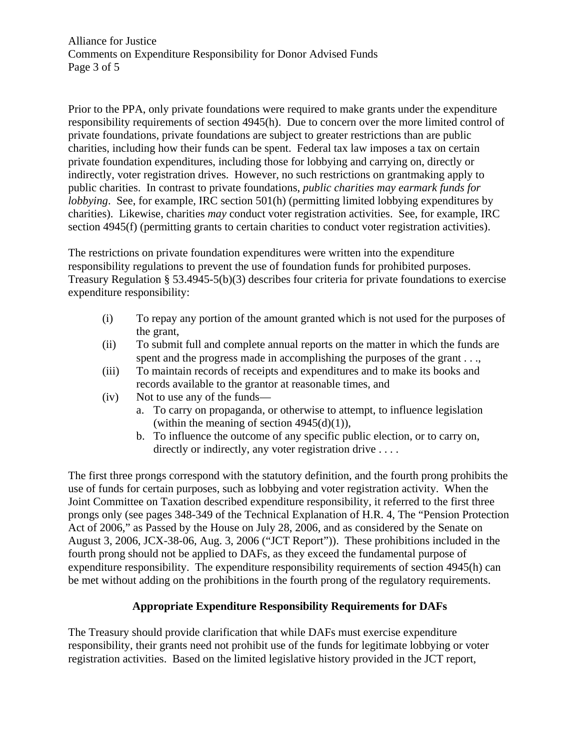Prior to the PPA, only private foundations were required to make grants under the expenditure responsibility requirements of section 4945(h). Due to concern over the more limited control of private foundations, private foundations are subject to greater restrictions than are public charities, including how their funds can be spent. Federal tax law imposes a tax on certain private foundation expenditures, including those for lobbying and carrying on, directly or indirectly, voter registration drives. However, no such restrictions on grantmaking apply to public charities. In contrast to private foundations, *public charities may earmark funds for lobbying*. See, for example, IRC section 501(h) (permitting limited lobbying expenditures by charities). Likewise, charities *may* conduct voter registration activities. See, for example, IRC section 4945(f) (permitting grants to certain charities to conduct voter registration activities).

The restrictions on private foundation expenditures were written into the expenditure responsibility regulations to prevent the use of foundation funds for prohibited purposes. Treasury Regulation § 53.4945-5(b)(3) describes four criteria for private foundations to exercise expenditure responsibility:

(i) To repay any portion of the amount granted which is not used for the purposes of the grant,

(ii) To submit full and complete annual reports on the matter in which the funds are spent and the progress made in accomplishing the purposes of the grant . . .,

(iii) To maintain records of receipts and expenditures and to make its books and records available to the grantor at reasonable times, and

(iv) Not to use any of the funds—
   a. To carry on propaganda, or otherwise to attempt, to influence legislation (within the meaning of section 4945(d)(1)),
   b. To influence the outcome of any specific public election, or to carry on, directly or indirectly, any voter registration drive . . . .

The first three prongs correspond with the statutory definition, and the fourth prong prohibits the use of funds for certain purposes, such as lobbying and voter registration activity. When the Joint Committee on Taxation described expenditure responsibility, it referred to the first three prongs only (see pages 348-349 of the Technical Explanation of H.R. 4, The "Pension Protection Act of 2006," as Passed by the House on July 28, 2006, and as considered by the Senate on August 3, 2006, JCX-38-06, Aug. 3, 2006 ("JCT Report")). These prohibitions included in the fourth prong should not be applied to DAFs, as they exceed the fundamental purpose of expenditure responsibility. The expenditure responsibility requirements of section 4945(h) can be met without adding on the prohibitions in the fourth prong of the regulatory requirements.

## Appropriate Expenditure Responsibility Requirements for DAFs

The Treasury should provide clarification that while DAFs must exercise expenditure responsibility, their grants need not prohibit use of the funds for legitimate lobbying or voter registration activities. Based on the limited legislative history provided in the JCT report,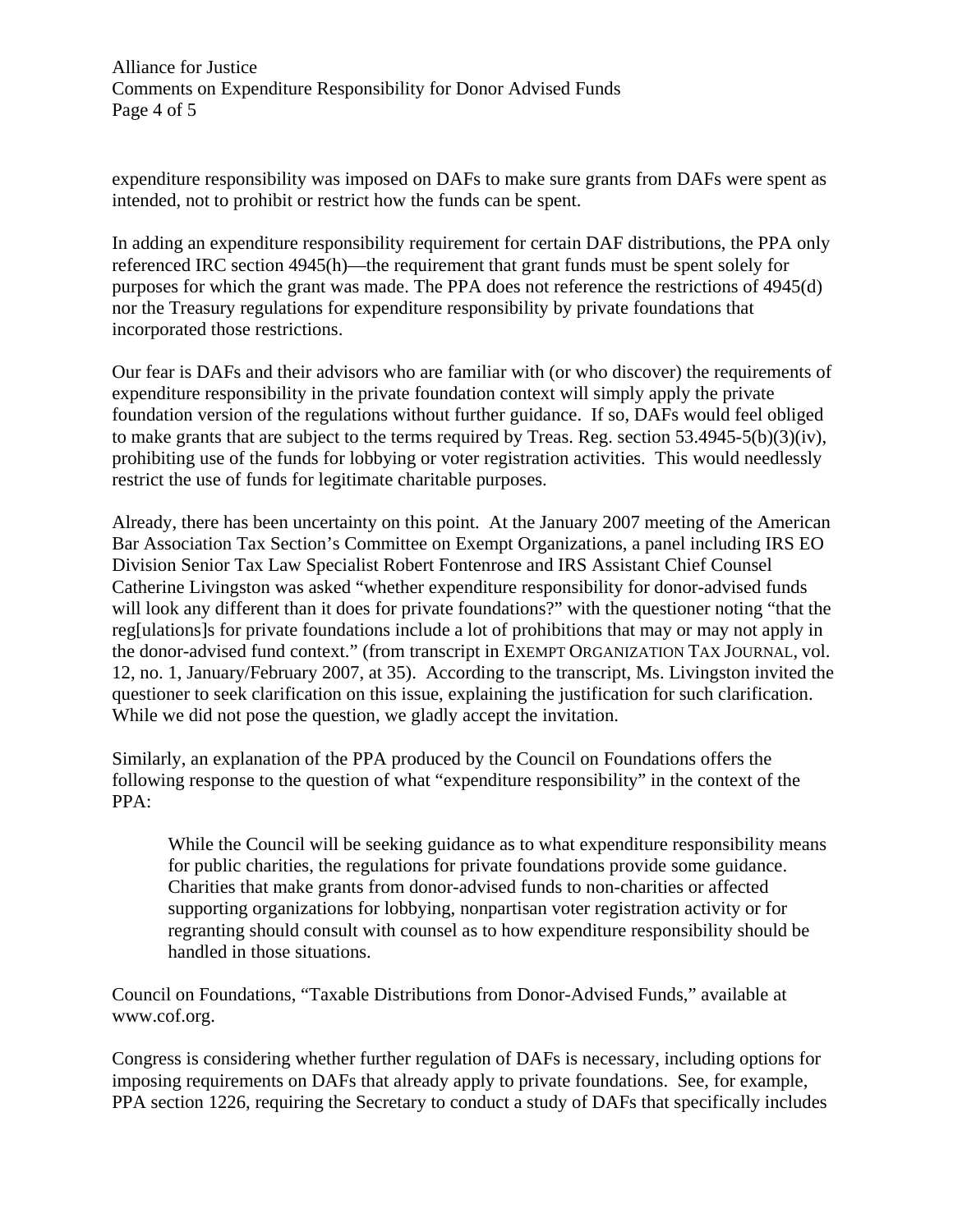expenditure responsibility was imposed on DAFs to make sure grants from DAFs were spent as intended, not to prohibit or restrict how the funds can be spent.

In adding an expenditure responsibility requirement for certain DAF distributions, the PPA only referenced IRC section 4945(h)—the requirement that grant funds must be spent solely for purposes for which the grant was made. The PPA does not reference the restrictions of 4945(d) nor the Treasury regulations for expenditure responsibility by private foundations that incorporated those restrictions.

Our fear is DAFs and their advisors who are familiar with (or who discover) the requirements of expenditure responsibility in the private foundation context will simply apply the private foundation version of the regulations without further guidance. If so, DAFs would feel obliged to make grants that are subject to the terms required by Treas. Reg. section 53.4945-5(b)(3)(iv), prohibiting use of the funds for lobbying or voter registration activities. This would needlessly restrict the use of funds for legitimate charitable purposes.

Already, there has been uncertainty on this point. At the January 2007 meeting of the American Bar Association Tax Section's Committee on Exempt Organizations, a panel including IRS EO Division Senior Tax Law Specialist Robert Fontenrose and IRS Assistant Chief Counsel Catherine Livingston was asked "whether expenditure responsibility for donor-advised funds will look any different than it does for private foundations?" with the questioner noting "that the reg[ulation]s for private foundations include a lot of prohibitions that may or may not apply in the donor-advised fund context." (from transcript in EXEMPT ORGANIZATION TAX JOURNAL, vol. 12, no. 1, January/February 2007, at 35). According to the transcript, Ms. Livingston invited the questioner to seek clarification on this issue, explaining the justification for such clarification. While we did not pose the question, we gladly accept the invitation.

Similarly, an explanation of the PPA produced by the Council on Foundations offers the following response to the question of what "expenditure responsibility" in the context of the PPA:

> While the Council will be seeking guidance as to what expenditure responsibility means for public charities, the regulations for private foundations provide some guidance. Charities that make grants from donor-advised funds to non-charities or affected supporting organizations for lobbying, nonpartisan voter registration activity or for regranting should consult with counsel as to how expenditure responsibility should be handled in those situations.

Council on Foundations, "Taxable Distributions from Donor-Advised Funds," available at www.cof.org.

Congress is considering whether further regulation of DAFs is necessary, including options for imposing requirements on DAFs that already apply to private foundations. See, for example, PPA section 1226, requiring the Secretary to conduct a study of DAFs that specifically includes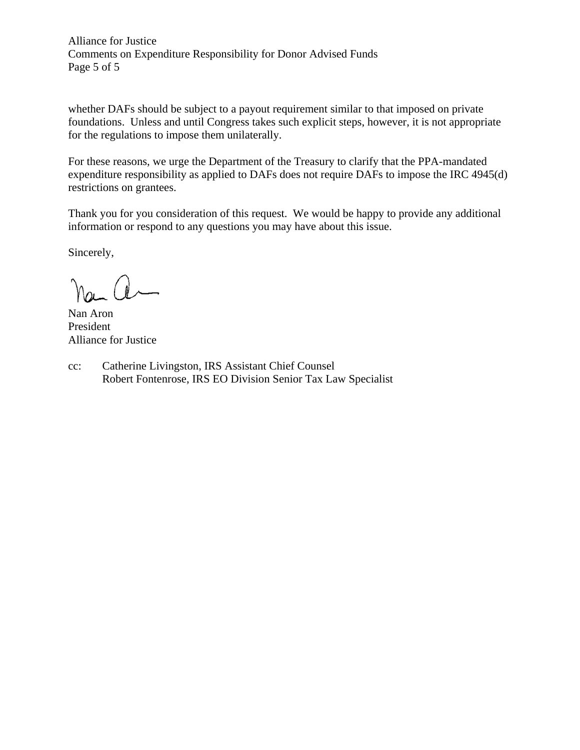whether DAFs should be subject to a payout requirement similar to that imposed on private foundations. Unless and until Congress takes such explicit steps, however, it is not appropriate for the regulations to impose them unilaterally.

For these reasons, we urge the Department of the Treasury to clarify that the PPA-mandated expenditure responsibility as applied to DAFs does not require DAFs to impose the IRC 4945(d) restrictions on grantees.

Thank you for you consideration of this request. We would be happy to provide any additional information or respond to any questions you may have about this issue.

Sincerely,

Nan Aron
President
Alliance for Justice

cc: Catherine Livingston, IRS Assistant Chief Counsel
Robert Fontenrose, IRS EO Division Senior Tax Law Specialist